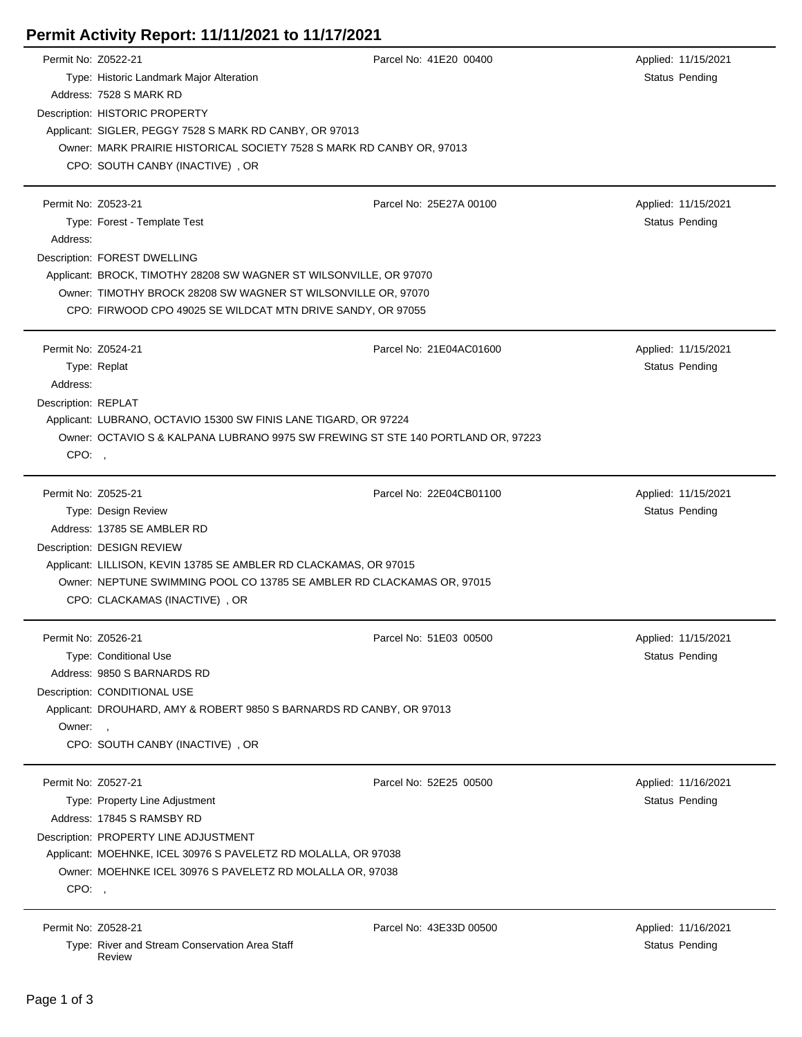# Permit Activity Report: 11/11/2021 to 11/17/2021

---

**Permit No:** Z0522-21 | **Parcel No:** 41E20 00400 | **Applied:** 11/15/2021

**Type:** Historic Landmark Major Alteration | **Status** Pending

**Address:** 7528 S MARK RD

**Description:** HISTORIC PROPERTY

**Applicant:** SIGLER, PEGGY 7528 S MARK RD CANBY, OR 97013

**Owner:** MARK PRAIRIE HISTORICAL SOCIETY 7528 S MARK RD CANBY OR, 97013

**CPO:** SOUTH CANBY (INACTIVE) , OR

---

**Permit No:** Z0523-21 | **Parcel No:** 25E27A 00100 | **Applied:** 11/15/2021

**Type:** Forest - Template Test | **Status** Pending

**Address:**

**Description:** FOREST DWELLING

**Applicant:** BROCK, TIMOTHY 28208 SW WAGNER ST WILSONVILLE, OR 97070

**Owner:** TIMOTHY BROCK 28208 SW WAGNER ST WILSONVILLE OR, 97070

**CPO:** FIRWOOD CPO 49025 SE WILDCAT MTN DRIVE SANDY, OR 97055

---

**Permit No:** Z0524-21 | **Parcel No:** 21E04AC01600 | **Applied:** 11/15/2021

**Type:** Replat | **Status** Pending

**Address:**

**Description:** REPLAT

**Applicant:** LUBRANO, OCTAVIO 15300 SW FINIS LANE TIGARD, OR 97224

**Owner:** OCTAVIO S & KALPANA LUBRANO 9975 SW FREWING ST STE 140 PORTLAND OR, 97223

**CPO:** ,

---

**Permit No:** Z0525-21 | **Parcel No:** 22E04CB01100 | **Applied:** 11/15/2021

**Type:** Design Review | **Status** Pending

**Address:** 13785 SE AMBLER RD

**Description:** DESIGN REVIEW

**Applicant:** LILLISON, KEVIN 13785 SE AMBLER RD CLACKAMAS, OR 97015

**Owner:** NEPTUNE SWIMMING POOL CO 13785 SE AMBLER RD CLACKAMAS OR, 97015

**CPO:** CLACKAMAS (INACTIVE) , OR

---

**Permit No:** Z0526-21 | **Parcel No:** 51E03 00500 | **Applied:** 11/15/2021

**Type:** Conditional Use | **Status** Pending

**Address:** 9850 S BARNARDS RD

**Description:** CONDITIONAL USE

**Applicant:** DROUHARD, AMY & ROBERT 9850 S BARNARDS RD CANBY, OR 97013

**Owner:** ,

**CPO:** SOUTH CANBY (INACTIVE) , OR

---

**Permit No:** Z0527-21 | **Parcel No:** 52E25 00500 | **Applied:** 11/16/2021

**Type:** Property Line Adjustment | **Status** Pending

**Address:** 17845 S RAMSBY RD

**Description:** PROPERTY LINE ADJUSTMENT

**Applicant:** MOEHNKE, ICEL 30976 S PAVELETZ RD MOLALLA, OR 97038

**Owner:** MOEHNKE ICEL 30976 S PAVELETZ RD MOLALLA OR, 97038

**CPO:** ,

---

**Permit No:** Z0528-21 | **Parcel No:** 43E33D 00500 | **Applied:** 11/16/2021

**Type:** River and Stream Conservation Area Staff Review | **Status** Pending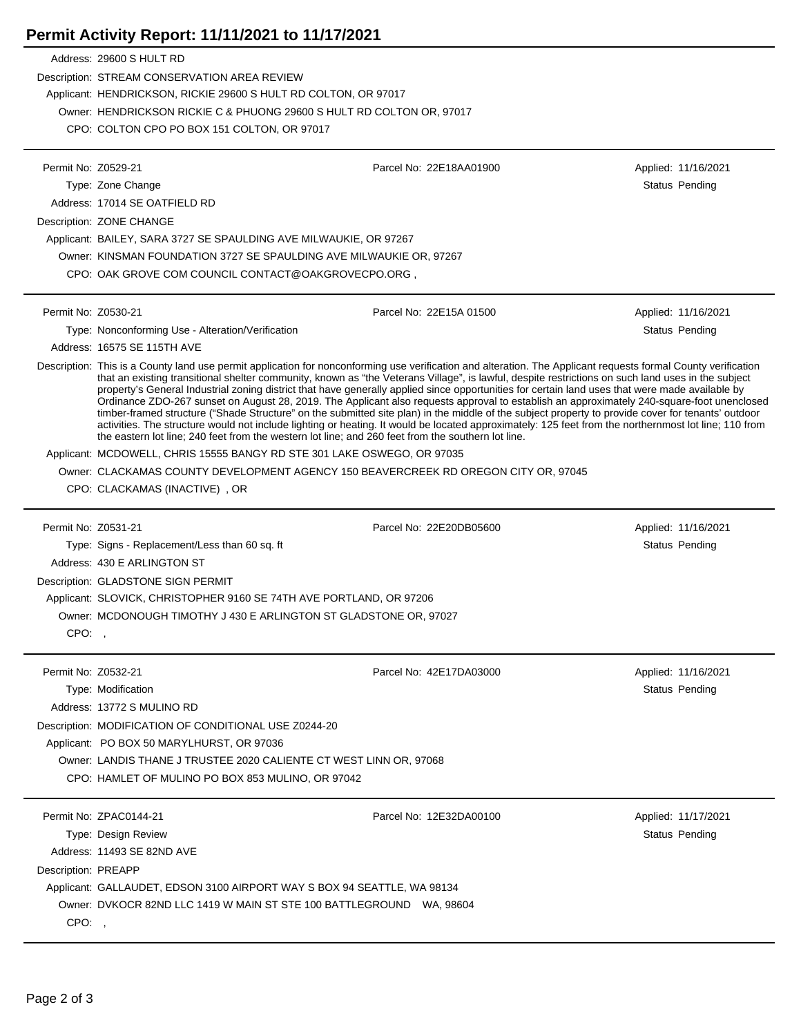# Permit Activity Report: 11/11/2021 to 11/17/2021

Address: 29600 S HULT RD
Description: STREAM CONSERVATION AREA REVIEW
Applicant: HENDRICKSON, RICKIE 29600 S HULT RD COLTON, OR 97017
Owner: HENDRICKSON RICKIE C & PHUONG 29600 S HULT RD COLTON OR, 97017
CPO: COLTON CPO PO BOX 151 COLTON, OR 97017

---

Permit No: Z0529-21 | Parcel No: 22E18AA01900 | Applied: 11/16/2021
Type: Zone Change | Status Pending
Address: 17014 SE OATFIELD RD
Description: ZONE CHANGE
Applicant: BAILEY, SARA 3727 SE SPAULDING AVE MILWAUKIE, OR 97267
Owner: KINSMAN FOUNDATION 3727 SE SPAULDING AVE MILWAUKIE OR, 97267
CPO: OAK GROVE COM COUNCIL CONTACT@OAKGROVECPO.ORG ,

---

Permit No: Z0530-21 | Parcel No: 22E15A 01500 | Applied: 11/16/2021
Type: Nonconforming Use - Alteration/Verification | Status Pending
Address: 16575 SE 115TH AVE
Description: This is a County land use permit application for nonconforming use verification and alteration. The Applicant requests formal County verification that an existing transitional shelter community, known as "the Veterans Village", is lawful, despite restrictions on such land uses in the subject property's General Industrial zoning district that have generally applied since opportunities for certain land uses that were made available by Ordinance ZDO-267 sunset on August 28, 2019. The Applicant also requests approval to establish an approximately 240-square-foot unenclosed timber-framed structure ("Shade Structure" on the submitted site plan) in the middle of the subject property to provide cover for tenants' outdoor activities. The structure would not include lighting or heating. It would be located approximately: 125 feet from the northernmost lot line; 110 from the eastern lot line; 240 feet from the western lot line; and 260 feet from the southern lot line.
Applicant: MCDOWELL, CHRIS 15555 BANGY RD STE 301 LAKE OSWEGO, OR 97035
Owner: CLACKAMAS COUNTY DEVELOPMENT AGENCY 150 BEAVERCREEK RD OREGON CITY OR, 97045
CPO: CLACKAMAS (INACTIVE) , OR

---

Permit No: Z0531-21 | Parcel No: 22E20DB05600 | Applied: 11/16/2021
Type: Signs - Replacement/Less than 60 sq. ft | Status Pending
Address: 430 E ARLINGTON ST
Description: GLADSTONE SIGN PERMIT
Applicant: SLOVICK, CHRISTOPHER 9160 SE 74TH AVE PORTLAND, OR 97206
Owner: MCDONOUGH TIMOTHY J 430 E ARLINGTON ST GLADSTONE OR, 97027
CPO: ,

---

Permit No: Z0532-21 | Parcel No: 42E17DA03000 | Applied: 11/16/2021
Type: Modification | Status Pending
Address: 13772 S MULINO RD
Description: MODIFICATION OF CONDITIONAL USE Z0244-20
Applicant: PO BOX 50 MARYLHURST, OR 97036
Owner: LANDIS THANE J TRUSTEE 2020 CALIENTE CT WEST LINN OR, 97068
CPO: HAMLET OF MULINO PO BOX 853 MULINO, OR 97042

---

Permit No: ZPAC0144-21 | Parcel No: 12E32DA00100 | Applied: 11/17/2021
Type: Design Review | Status Pending
Address: 11493 SE 82ND AVE
Description: PREAPP
Applicant: GALLAUDET, EDSON 3100 AIRPORT WAY S BOX 94 SEATTLE, WA 98134
Owner: DVKOCR 82ND LLC 1419 W MAIN ST STE 100 BATTLEGROUND WA, 98604
CPO: ,